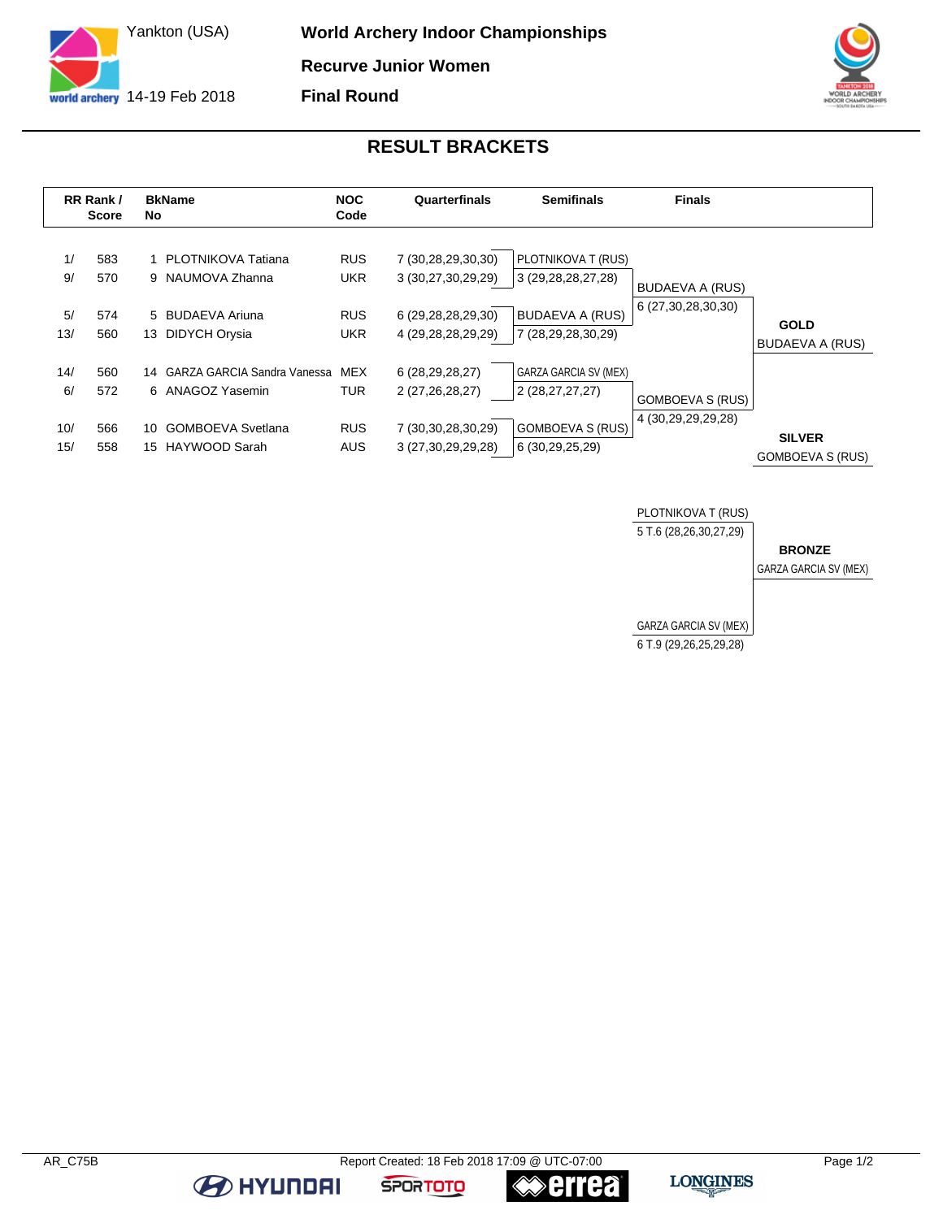# World Archery Indoor Championships

Yankton (USA)

14-19 Feb 2018

**Recurve Junior Women**

**Final Round**

## RESULT BRACKETS

| RR Rank / Score | | BkName No | | NOC Code | Quarterfinals | Semifinals | Finals | |
|---|---|---|---|---|---|---|---|---|
| 1/ | 583 | 1 | PLOTNIKOVA Tatiana | RUS | 7 (30,28,29,30,30) | PLOTNIKOVA T (RUS) | | |
| 9/ | 570 | 9 | NAUMOVA Zhanna | UKR | 3 (30,27,30,29,29) | 3 (29,28,28,27,28) | BUDAEVA A (RUS) | |
| | | | | | | | 6 (27,30,28,30,30) | |
| 5/ | 574 | 5 | BUDAEVA Ariuna | RUS | 6 (29,28,28,29,30) | BUDAEVA A (RUS) | | **GOLD** |
| 13/ | 560 | 13 | DIDYCH Orysia | UKR | 4 (29,28,28,29,29) | 7 (28,29,28,30,29) | | BUDAEVA A (RUS) |
| 14/ | 560 | 14 | GARZA GARCIA Sandra Vanessa | MEX | 6 (28,29,28,27) | GARZA GARCIA SV (MEX) | | |
| 6/ | 572 | 6 | ANAGOZ Yasemin | TUR | 2 (27,26,28,27) | 2 (28,27,27,27) | GOMBOEVA S (RUS) | |
| | | | | | | | 4 (30,29,29,29,28) | |
| 10/ | 566 | 10 | GOMBOEVA Svetlana | RUS | 7 (30,30,28,30,29) | GOMBOEVA S (RUS) | | **SILVER** |
| 15/ | 558 | 15 | HAYWOOD Sarah | AUS | 3 (27,30,29,29,28) | 6 (30,29,25,29) | | GOMBOEVA S (RUS) |

**Bronze Medal Match**

| Finals | |
|---|---|
| PLOTNIKOVA T (RUS) | |
| 5 T.6 (28,26,30,27,29) | **BRONZE** |
| | GARZA GARCIA SV (MEX) |
| GARZA GARCIA SV (MEX) | |
| 6 T.9 (29,26,25,29,28) | |

AR_C75B Report Created: 18 Feb 2018 17:09 @ UTC-07:00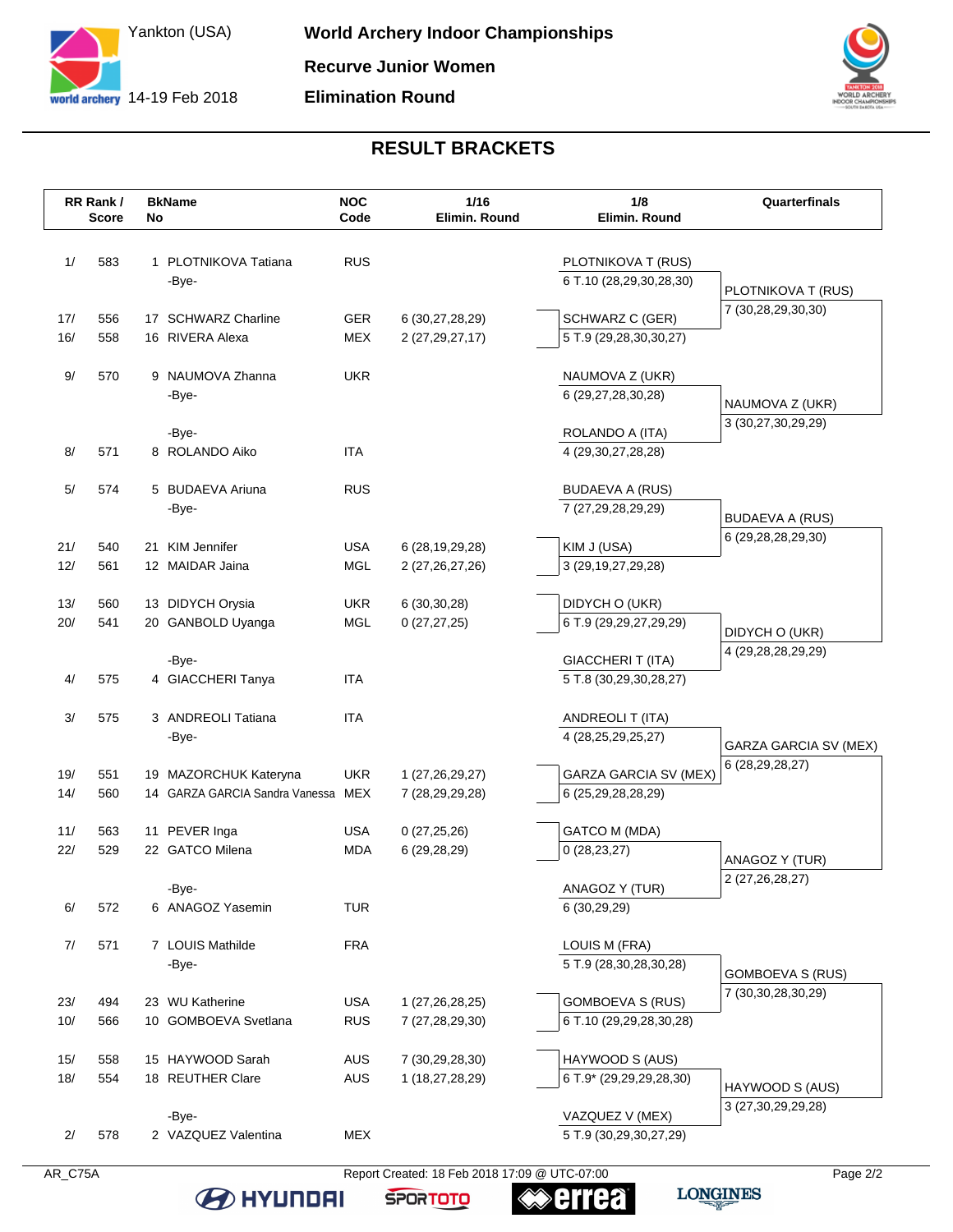# World Archery Indoor Championships

Yankton (USA) 14-19 Feb 2018

**Recurve Junior Women**

**Elimination Round**

## RESULT BRACKETS

| RR Rank / Score | | BkName No | | NOC Code | 1/16 Elimin. Round | 1/8 Elimin. Round | Quarterfinals |
|---|---|---|---|---|---|---|---|
| 1/ | 583 | 1 | PLOTNIKOVA Tatiana | RUS | | PLOTNIKOVA T (RUS) 6 T.10 (28,29,30,28,30) | PLOTNIKOVA T (RUS) 7 (30,28,29,30,30) |
| | | | -Bye- | | | | |
| 17/ | 556 | 17 | SCHWARZ Charline | GER | 6 (30,27,28,29) | SCHWARZ C (GER) 5 T.9 (29,28,30,30,27) | |
| 16/ | 558 | 16 | RIVERA Alexa | MEX | 2 (27,29,27,17) | | |
| 9/ | 570 | 9 | NAUMOVA Zhanna | UKR | | NAUMOVA Z (UKR) 6 (29,27,28,30,28) | NAUMOVA Z (UKR) 3 (30,27,30,29,29) |
| | | | -Bye- | | | | |
| | | | -Bye- | | | ROLANDO A (ITA) 4 (29,30,27,28,28) | |
| 8/ | 571 | 8 | ROLANDO Aiko | ITA | | | |
| 5/ | 574 | 5 | BUDAEVA Ariuna | RUS | | BUDAEVA A (RUS) 7 (27,29,28,29,29) | BUDAEVA A (RUS) 6 (29,28,28,29,30) |
| | | | -Bye- | | | | |
| 21/ | 540 | 21 | KIM Jennifer | USA | 6 (28,19,29,28) | KIM J (USA) 3 (29,19,27,29,28) | |
| 12/ | 561 | 12 | MAIDAR Jaina | MGL | 2 (27,26,27,26) | | |
| 13/ | 560 | 13 | DIDYCH Orysia | UKR | 6 (30,30,28) | DIDYCH O (UKR) 6 T.9 (29,29,27,29,29) | DIDYCH O (UKR) 4 (29,28,28,29,29) |
| 20/ | 541 | 20 | GANBOLD Uyanga | MGL | 0 (27,27,25) | | |
| | | | -Bye- | | | GIACCHERI T (ITA) 5 T.8 (30,29,30,28,27) | |
| 4/ | 575 | 4 | GIACCHERI Tanya | ITA | | | |
| 3/ | 575 | 3 | ANDREOLI Tatiana | ITA | | ANDREOLI T (ITA) 4 (28,25,29,25,27) | GARZA GARCIA SV (MEX) 6 (28,29,28,27) |
| | | | -Bye- | | | | |
| 19/ | 551 | 19 | MAZORCHUK Kateryna | UKR | 1 (27,26,29,27) | GARZA GARCIA SV (MEX) 6 (25,29,28,28,29) | |
| 14/ | 560 | 14 | GARZA GARCIA Sandra Vanessa | MEX | 7 (28,29,29,28) | | |
| 11/ | 563 | 11 | PEVER Inga | USA | 0 (27,25,26) | GATCO M (MDA) 0 (28,23,27) | ANAGOZ Y (TUR) 2 (27,26,28,27) |
| 22/ | 529 | 22 | GATCO Milena | MDA | 6 (29,28,29) | | |
| | | | -Bye- | | | ANAGOZ Y (TUR) 6 (30,29,29) | |
| 6/ | 572 | 6 | ANAGOZ Yasemin | TUR | | | |
| 7/ | 571 | 7 | LOUIS Mathilde | FRA | | LOUIS M (FRA) 5 T.9 (28,30,28,30,28) | GOMBOEVA S (RUS) 7 (30,30,28,30,29) |
| | | | -Bye- | | | | |
| 23/ | 494 | 23 | WU Katherine | USA | 1 (27,26,28,25) | GOMBOEVA S (RUS) 6 T.10 (29,29,28,30,28) | |
| 10/ | 566 | 10 | GOMBOEVA Svetlana | RUS | 7 (27,28,29,30) | | |
| 15/ | 558 | 15 | HAYWOOD Sarah | AUS | 7 (30,29,28,30) | HAYWOOD S (AUS) 6 T.9* (29,29,29,28,30) | HAYWOOD S (AUS) 3 (27,30,29,29,28) |
| 18/ | 554 | 18 | REUTHER Clare | AUS | 1 (18,27,28,29) | | |
| | | | -Bye- | | | VAZQUEZ V (MEX) 5 T.9 (30,29,30,27,29) | |
| 2/ | 578 | 2 | VAZQUEZ Valentina | MEX | | | |

AR_C75A Report Created: 18 Feb 2018 17:09 @ UTC-07:00